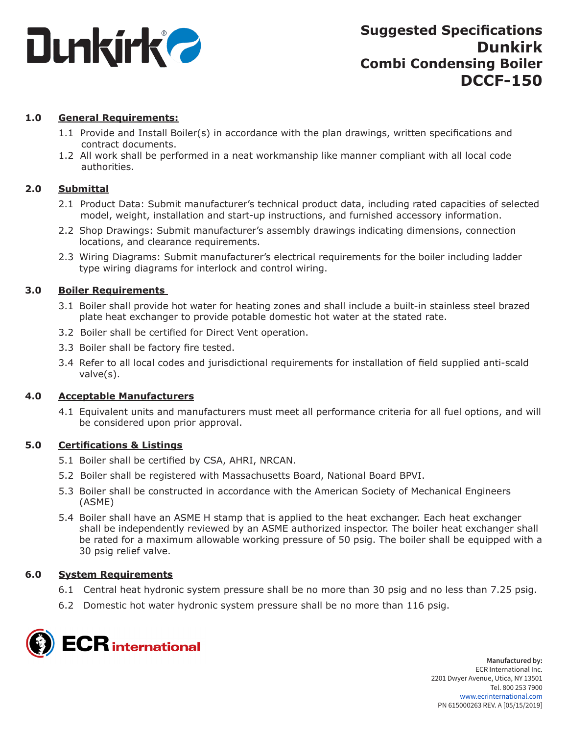# Suggested Specifications
# Dunkirk
# Combi Condensing Boiler
# DCCF-150

## 1.0 General Requirements:

1.1 Provide and Install Boiler(s) in accordance with the plan drawings, written specifications and contract documents.

1.2 All work shall be performed in a neat workmanship like manner compliant with all local code authorities.

## 2.0 Submittal

2.1 Product Data: Submit manufacturer's technical product data, including rated capacities of selected model, weight, installation and start-up instructions, and furnished accessory information.

2.2 Shop Drawings: Submit manufacturer's assembly drawings indicating dimensions, connection locations, and clearance requirements.

2.3 Wiring Diagrams: Submit manufacturer's electrical requirements for the boiler including ladder type wiring diagrams for interlock and control wiring.

## 3.0 Boiler Requirements

3.1 Boiler shall provide hot water for heating zones and shall include a built-in stainless steel brazed plate heat exchanger to provide potable domestic hot water at the stated rate.

3.2 Boiler shall be certified for Direct Vent operation.

3.3 Boiler shall be factory fire tested.

3.4 Refer to all local codes and jurisdictional requirements for installation of field supplied anti-scald valve(s).

## 4.0 Acceptable Manufacturers

4.1 Equivalent units and manufacturers must meet all performance criteria for all fuel options, and will be considered upon prior approval.

## 5.0 Certifications & Listings

5.1 Boiler shall be certified by CSA, AHRI, NRCAN.

5.2 Boiler shall be registered with Massachusetts Board, National Board BPVI.

5.3 Boiler shall be constructed in accordance with the American Society of Mechanical Engineers (ASME)

5.4 Boiler shall have an ASME H stamp that is applied to the heat exchanger. Each heat exchanger shall be independently reviewed by an ASME authorized inspector. The boiler heat exchanger shall be rated for a maximum allowable working pressure of 50 psig. The boiler shall be equipped with a 30 psig relief valve.

## 6.0 System Requirements

6.1 Central heat hydronic system pressure shall be no more than 30 psig and no less than 7.25 psig.

6.2 Domestic hot water hydronic system pressure shall be no more than 116 psig.

**Manufactured by:**
ECR International Inc.
2201 Dwyer Avenue, Utica, NY 13501
Tel. 800 253 7900
www.ecrinternational.com
PN 615000263 REV. A [05/15/2019]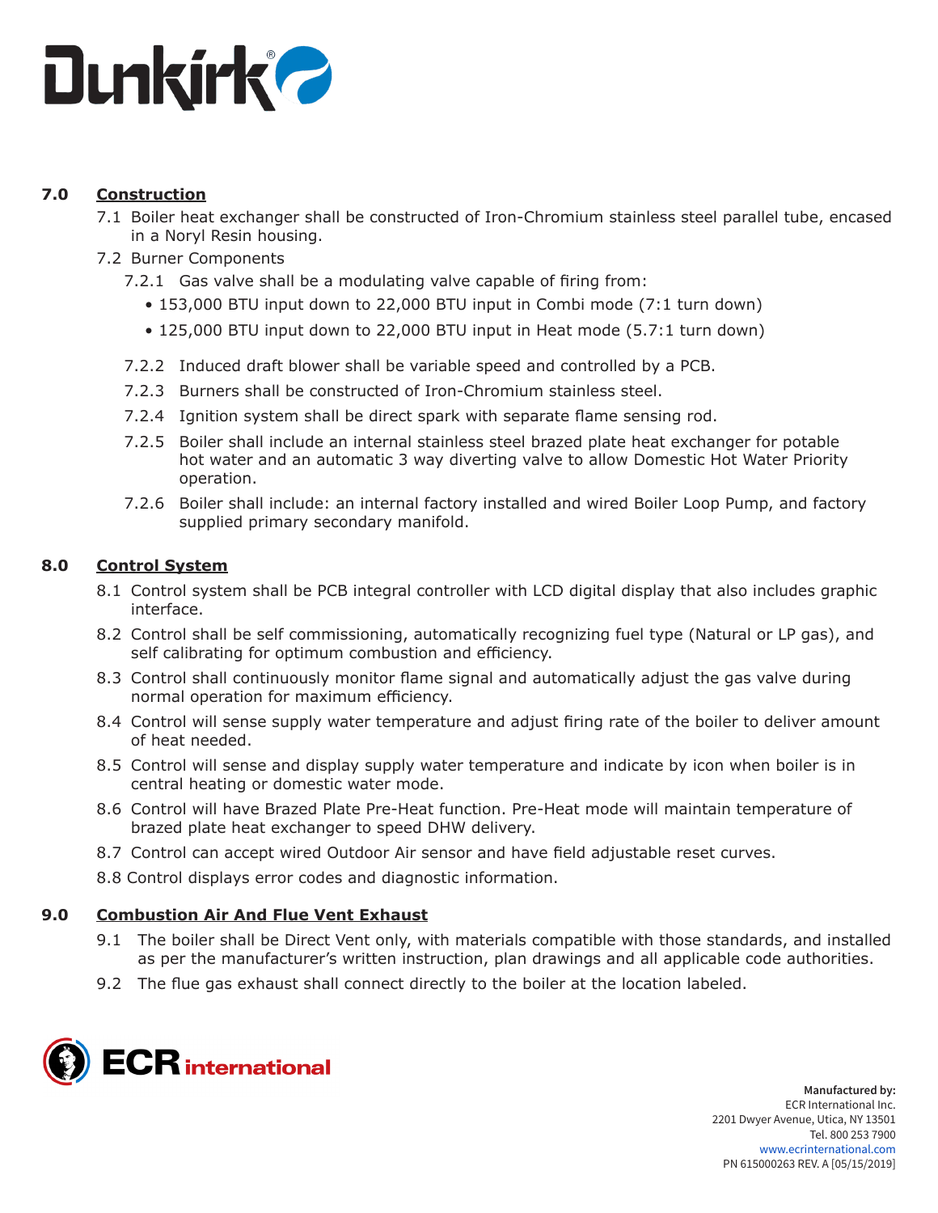## 7.0 Construction

7.1 Boiler heat exchanger shall be constructed of Iron-Chromium stainless steel parallel tube, encased in a Noryl Resin housing.

7.2 Burner Components

7.2.1 Gas valve shall be a modulating valve capable of firing from:

- 153,000 BTU input down to 22,000 BTU input in Combi mode (7:1 turn down)
- 125,000 BTU input down to 22,000 BTU input in Heat mode (5.7:1 turn down)

7.2.2 Induced draft blower shall be variable speed and controlled by a PCB.

7.2.3 Burners shall be constructed of Iron-Chromium stainless steel.

7.2.4 Ignition system shall be direct spark with separate flame sensing rod.

7.2.5 Boiler shall include an internal stainless steel brazed plate heat exchanger for potable hot water and an automatic 3 way diverting valve to allow Domestic Hot Water Priority operation.

7.2.6 Boiler shall include: an internal factory installed and wired Boiler Loop Pump, and factory supplied primary secondary manifold.

## 8.0 Control System

8.1 Control system shall be PCB integral controller with LCD digital display that also includes graphic interface.

8.2 Control shall be self commissioning, automatically recognizing fuel type (Natural or LP gas), and self calibrating for optimum combustion and efficiency.

8.3 Control shall continuously monitor flame signal and automatically adjust the gas valve during normal operation for maximum efficiency.

8.4 Control will sense supply water temperature and adjust firing rate of the boiler to deliver amount of heat needed.

8.5 Control will sense and display supply water temperature and indicate by icon when boiler is in central heating or domestic water mode.

8.6 Control will have Brazed Plate Pre-Heat function. Pre-Heat mode will maintain temperature of brazed plate heat exchanger to speed DHW delivery.

8.7 Control can accept wired Outdoor Air sensor and have field adjustable reset curves.

8.8 Control displays error codes and diagnostic information.

## 9.0 Combustion Air And Flue Vent Exhaust

9.1 The boiler shall be Direct Vent only, with materials compatible with those standards, and installed as per the manufacturer's written instruction, plan drawings and all applicable code authorities.

9.2 The flue gas exhaust shall connect directly to the boiler at the location labeled.

**Manufactured by:**
ECR International Inc.
2201 Dwyer Avenue, Utica, NY 13501
Tel. 800 253 7900
www.ecrinternational.com
PN 615000263 REV. A [05/15/2019]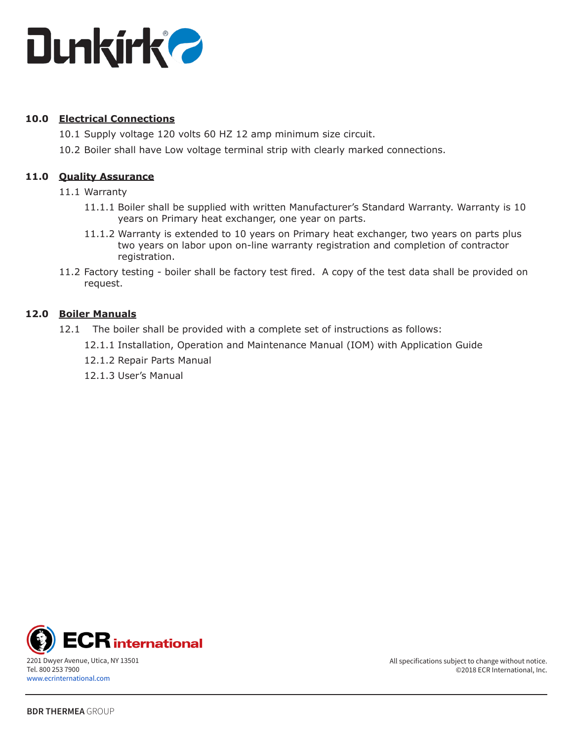## 10.0 Electrical Connections

10.1 Supply voltage 120 volts 60 HZ 12 amp minimum size circuit.

10.2 Boiler shall have Low voltage terminal strip with clearly marked connections.

## 11.0 Quality Assurance

11.1 Warranty

11.1.1 Boiler shall be supplied with written Manufacturer's Standard Warranty. Warranty is 10 years on Primary heat exchanger, one year on parts.

11.1.2 Warranty is extended to 10 years on Primary heat exchanger, two years on parts plus two years on labor upon on-line warranty registration and completion of contractor registration.

11.2 Factory testing - boiler shall be factory test fired. A copy of the test data shall be provided on request.

## 12.0 Boiler Manuals

12.1 The boiler shall be provided with a complete set of instructions as follows:

12.1.1 Installation, Operation and Maintenance Manual (IOM) with Application Guide

12.1.2 Repair Parts Manual

12.1.3 User's Manual

ECR international

2201 Dwyer Avenue, Utica, NY 13501
Tel. 800 253 7900
www.ecrinternational.com

All specifications subject to change without notice.
©2018 ECR International, Inc.

BDR THERMEA GROUP